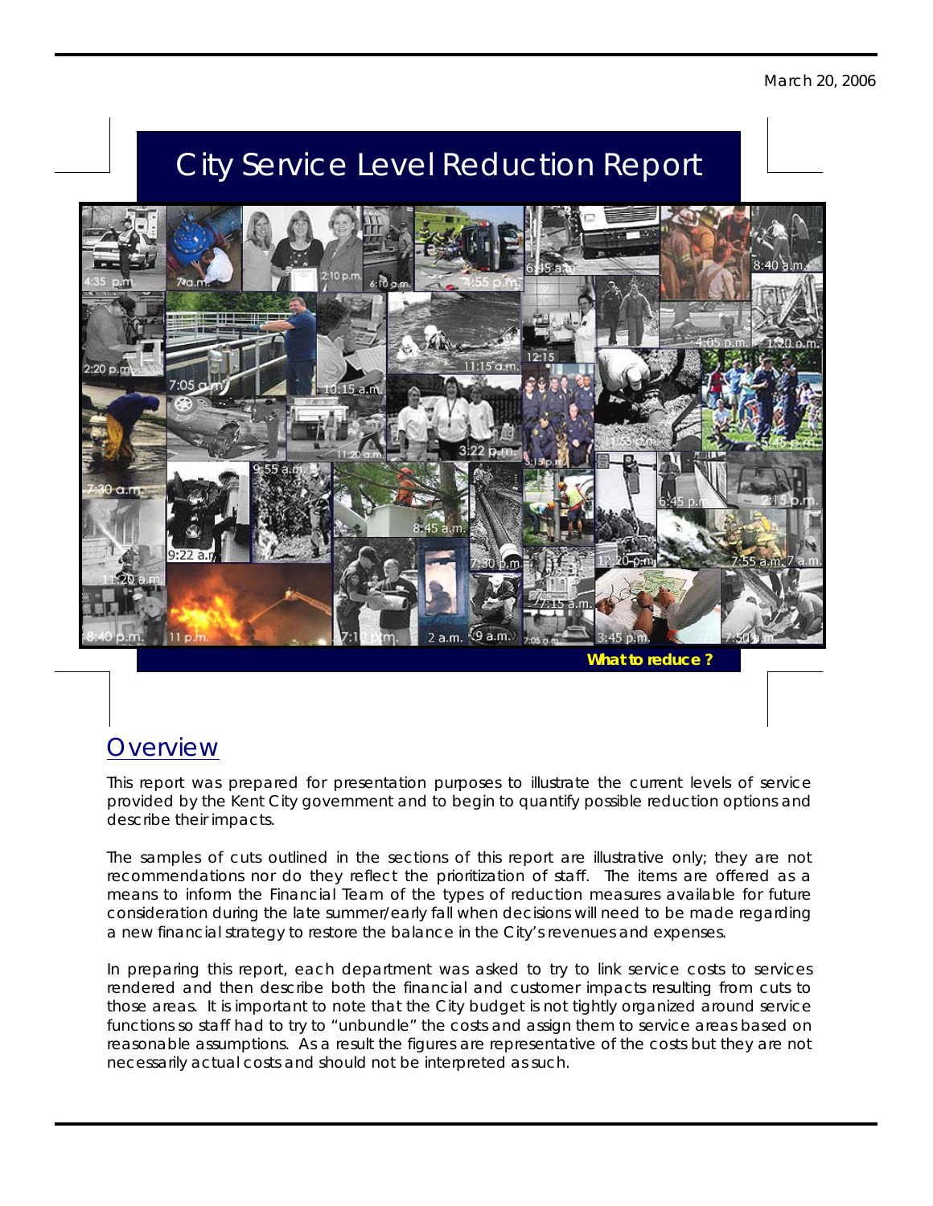March 20, 2006

# City Service Level Reduction Report

What to reduce ?

## Overview

This report was prepared for presentation purposes to illustrate the current levels of service provided by the Kent City government and to begin to quantify possible reduction options and describe their impacts.

The samples of cuts outlined in the sections of this report are illustrative only; they are not recommendations nor do they reflect the prioritization of staff. The items are offered as a means to inform the Financial Team of the types of reduction measures available for future consideration during the late summer/early fall when decisions will need to be made regarding a new financial strategy to restore the balance in the City's revenues and expenses.

In preparing this report, each department was asked to try to link service costs to services rendered and then describe both the financial and customer impacts resulting from cuts to those areas. It is important to note that the City budget is not tightly organized around service functions so staff had to try to "unbundle" the costs and assign them to service areas based on reasonable assumptions. As a result the figures are representative of the costs but they are not necessarily actual costs and should not be interpreted as such.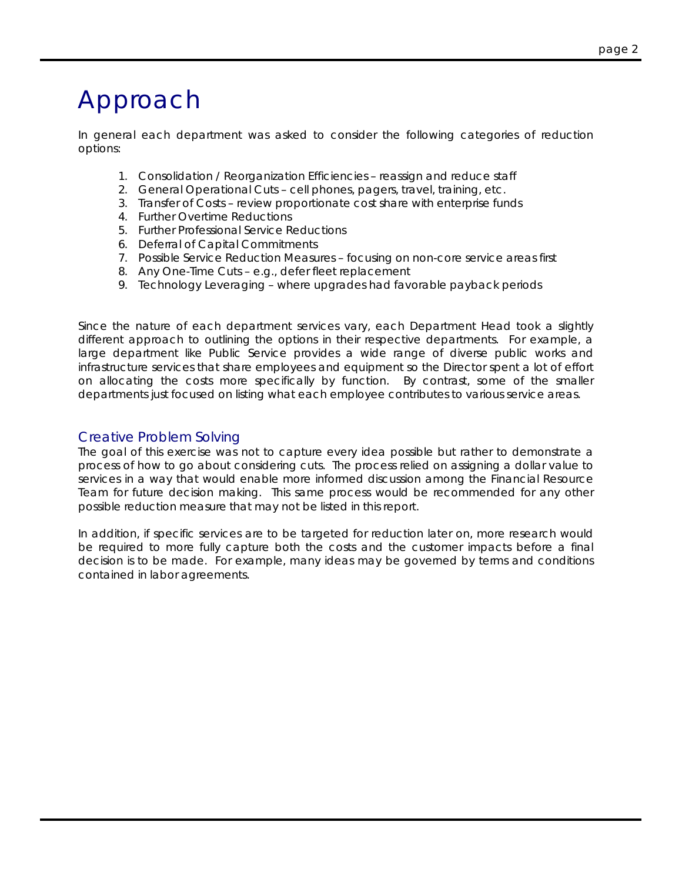# Approach

In general each department was asked to consider the following categories of reduction options:

1. Consolidation / Reorganization Efficiencies – reassign and reduce staff
2. General Operational Cuts – cell phones, pagers, travel, training, etc.
3. Transfer of Costs – review proportionate cost share with enterprise funds
4. Further Overtime Reductions
5. Further Professional Service Reductions
6. Deferral of Capital Commitments
7. Possible Service Reduction Measures – focusing on non-core service areas first
8. Any One-Time Cuts – e.g., defer fleet replacement
9. Technology Leveraging – where upgrades had favorable payback periods

Since the nature of each department services vary, each Department Head took a slightly different approach to outlining the options in their respective departments. For example, a large department like Public Service provides a wide range of diverse public works and infrastructure services that share employees and equipment so the Director spent a lot of effort on allocating the costs more specifically by function. By contrast, some of the smaller departments just focused on listing what each employee contributes to various service areas.

## Creative Problem Solving

The goal of this exercise was not to capture every idea possible but rather to demonstrate a process of how to go about considering cuts. The process relied on assigning a dollar value to services in a way that would enable more informed discussion among the Financial Resource Team for future decision making. This same process would be recommended for any other possible reduction measure that may not be listed in this report.

In addition, if specific services are to be targeted for reduction later on, more research would be required to more fully capture both the costs and the customer impacts before a final decision is to be made. For example, many ideas may be governed by terms and conditions contained in labor agreements.